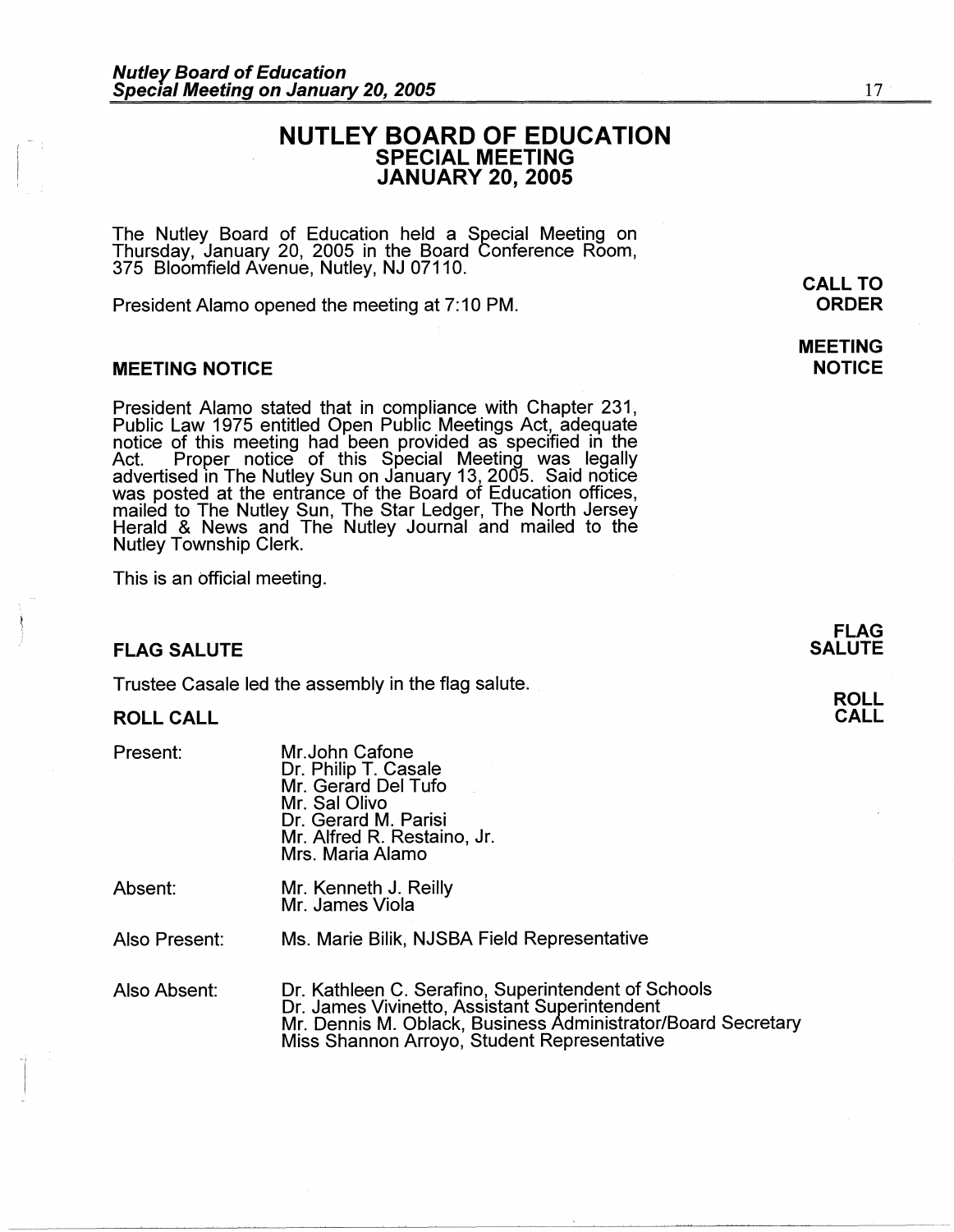# NUTLEY BOARD OF EDUCATION
## SPECIAL MEETING
## JANUARY 20, 2005

The Nutley Board of Education held a Special Meeting on Thursday, January 20, 2005 in the Board Conference Room, 375 Bloomfield Avenue, Nutley, NJ 07110.

**CALL TO ORDER**

President Alamo opened the meeting at 7:10 PM.

**MEETING NOTICE**

### MEETING NOTICE

President Alamo stated that in compliance with Chapter 231, Public Law 1975 entitled Open Public Meetings Act, adequate notice of this meeting had been provided as specified in the Act. Proper notice of this Special Meeting was legally advertised in The Nutley Sun on January 13, 2005. Said notice was posted at the entrance of the Board of Education offices, mailed to The Nutley Sun, The Star Ledger, The North Jersey Herald & News and The Nutley Journal and mailed to the Nutley Township Clerk.

This is an official meeting.

**FLAG SALUTE**

### FLAG SALUTE

Trustee Casale led the assembly in the flag salute.

**ROLL CALL**

### ROLL CALL

| | |
|---|---|
| Present: | Mr. John Cafone<br>Dr. Philip T. Casale<br>Mr. Gerard Del Tufo<br>Mr. Sal Olivo<br>Dr. Gerard M. Parisi<br>Mr. Alfred R. Restaino, Jr.<br>Mrs. Maria Alamo |
| Absent: | Mr. Kenneth J. Reilly<br>Mr. James Viola |
| Also Present: | Ms. Marie Bilik, NJSBA Field Representative |
| Also Absent: | Dr. Kathleen C. Serafino, Superintendent of Schools<br>Dr. James Vivinetto, Assistant Superintendent<br>Mr. Dennis M. Oblack, Business Administrator/Board Secretary<br>Miss Shannon Arroyo, Student Representative |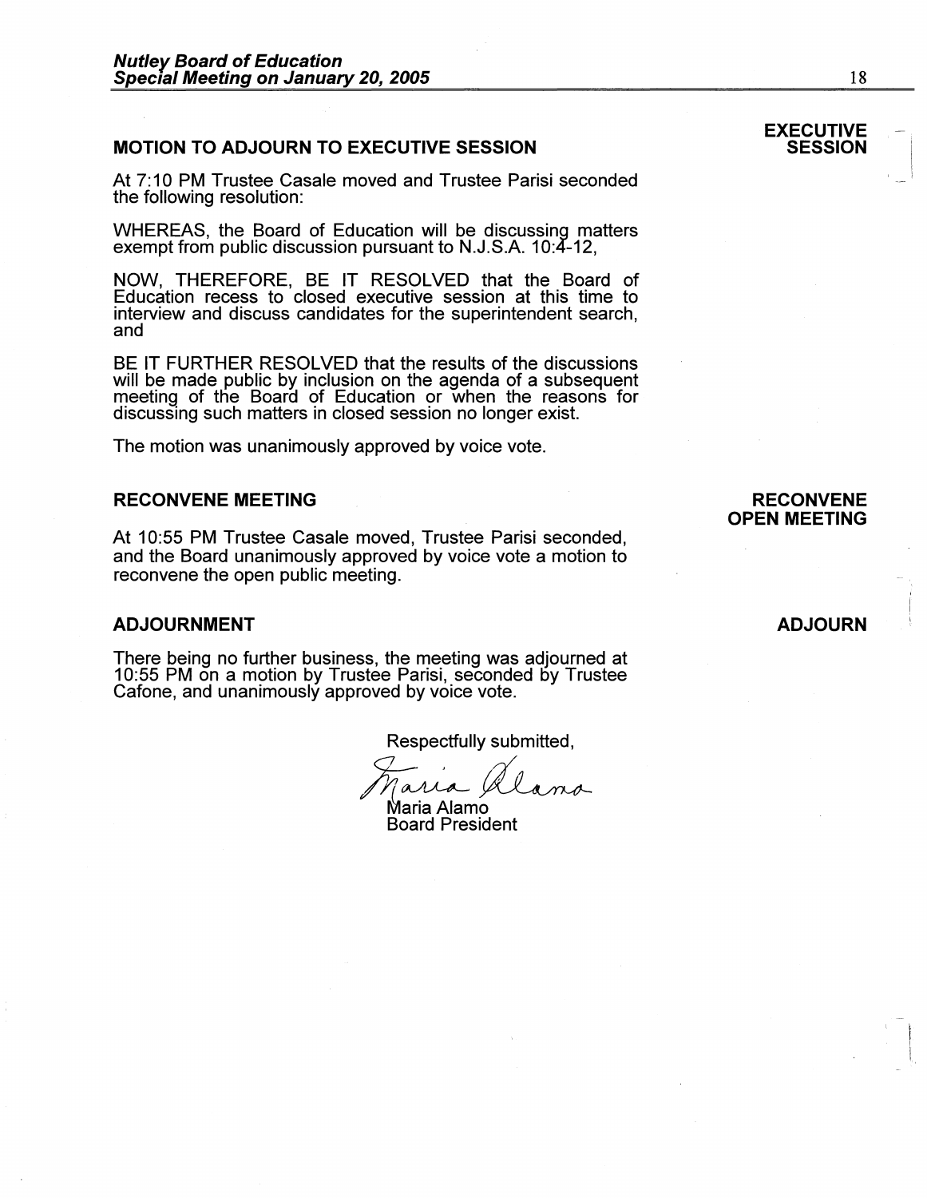## MOTION TO ADJOURN TO EXECUTIVE SESSION

**EXECUTIVE SESSION**

At 7:10 PM Trustee Casale moved and Trustee Parisi seconded the following resolution:

WHEREAS, the Board of Education will be discussing matters exempt from public discussion pursuant to N.J.S.A. 10:4-12,

NOW, THEREFORE, BE IT RESOLVED that the Board of Education recess to closed executive session at this time to interview and discuss candidates for the superintendent search, and

BE IT FURTHER RESOLVED that the results of the discussions will be made public by inclusion on the agenda of a subsequent meeting of the Board of Education or when the reasons for discussing such matters in closed session no longer exist.

The motion was unanimously approved by voice vote.

## RECONVENE MEETING

**RECONVENE OPEN MEETING**

At 10:55 PM Trustee Casale moved, Trustee Parisi seconded, and the Board unanimously approved by voice vote a motion to reconvene the open public meeting.

## ADJOURNMENT

**ADJOURN**

There being no further business, the meeting was adjourned at 10:55 PM on a motion by Trustee Parisi, seconded by Trustee Cafone, and unanimously approved by voice vote.

Respectfully submitted,

Maria Alamo
Board President